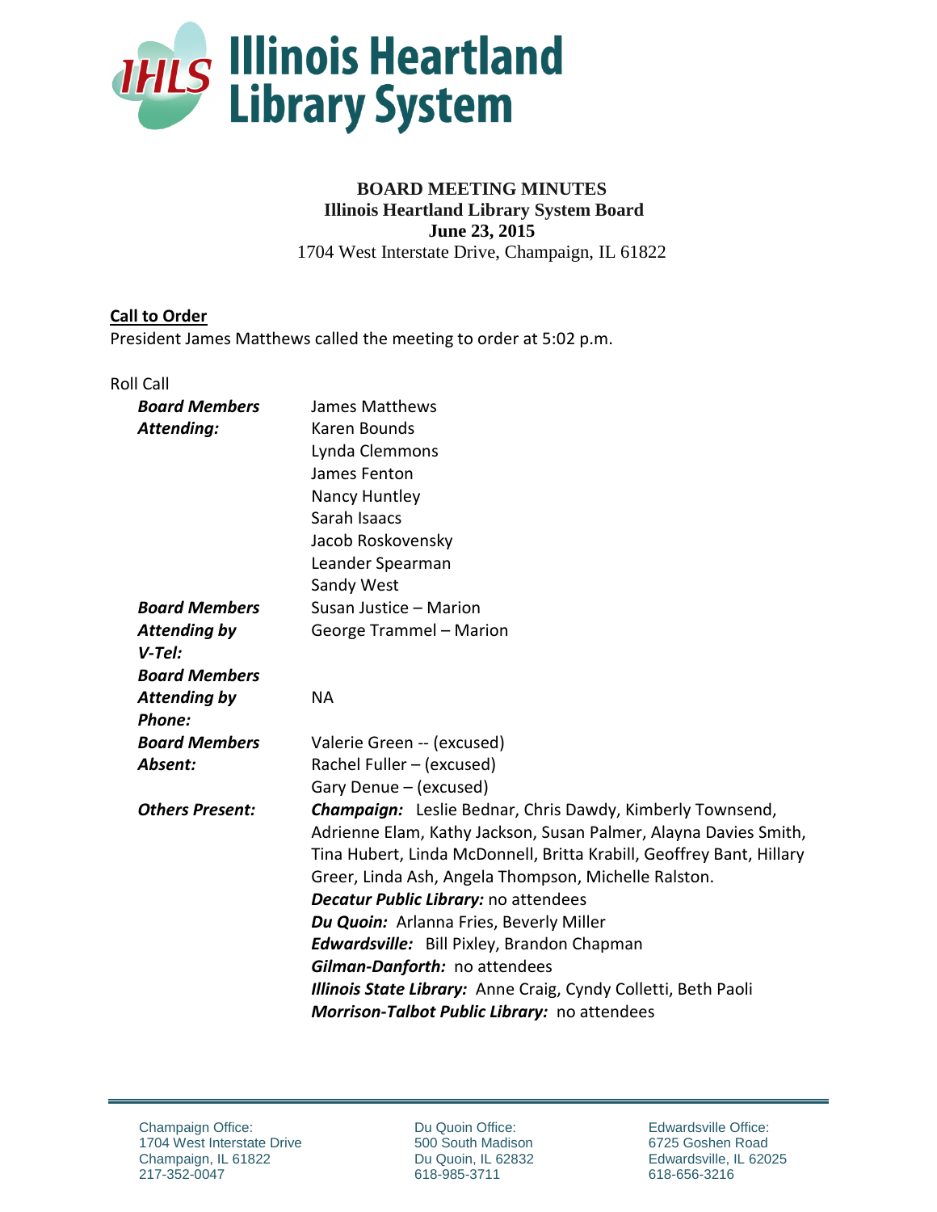# Illinois Heartland Library System

**BOARD MEETING MINUTES**
**Illinois Heartland Library System Board**
**June 23, 2015**
1704 West Interstate Drive, Champaign, IL 61822

## Call to Order

President James Matthews called the meeting to order at 5:02 p.m.

Roll Call

| | |
|---|---|
| ***Board Members Attending:*** | James Matthews<br>Karen Bounds<br>Lynda Clemmons<br>James Fenton<br>Nancy Huntley<br>Sarah Isaacs<br>Jacob Roskovensky<br>Leander Spearman<br>Sandy West |
| ***Board Members Attending by V-Tel:*** | Susan Justice – Marion<br>George Trammel – Marion |
| ***Board Members Attending by Phone:*** | NA |
| ***Board Members Absent:*** | Valerie Green -- (excused)<br>Rachel Fuller – (excused)<br>Gary Denue – (excused) |
| ***Others Present:*** | ***Champaign:*** Leslie Bednar, Chris Dawdy, Kimberly Townsend, Adrienne Elam, Kathy Jackson, Susan Palmer, Alayna Davies Smith, Tina Hubert, Linda McDonnell, Britta Krabill, Geoffrey Bant, Hillary Greer, Linda Ash, Angela Thompson, Michelle Ralston.<br>***Decatur Public Library:*** no attendees<br>***Du Quoin:*** Arlanna Fries, Beverly Miller<br>***Edwardsville:*** Bill Pixley, Brandon Chapman<br>***Gilman-Danforth:*** no attendees<br>***Illinois State Library:*** Anne Craig, Cyndy Colletti, Beth Paoli<br>***Morrison-Talbot Public Library:*** no attendees |

Champaign Office:
1704 West Interstate Drive
Champaign, IL 61822
217-352-0047

Du Quoin Office:
500 South Madison
Du Quoin, IL 62832
618-985-3711

Edwardsville Office:
6725 Goshen Road
Edwardsville, IL 62025
618-656-3216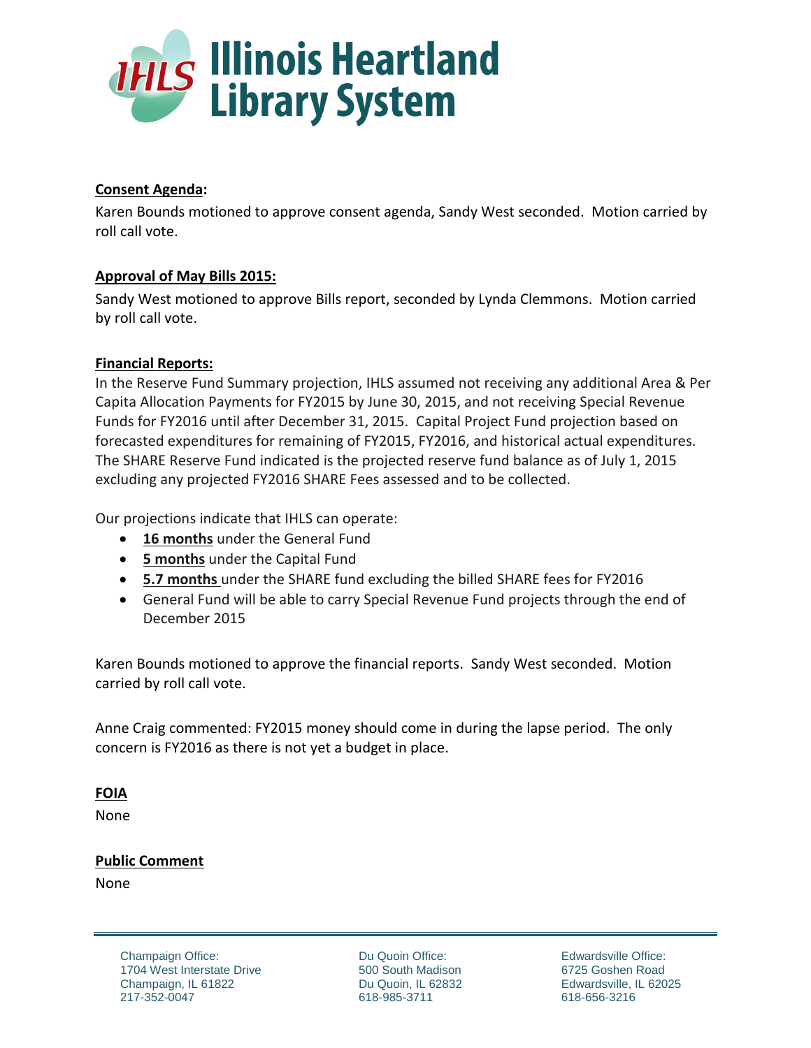**Consent Agenda:**

Karen Bounds motioned to approve consent agenda, Sandy West seconded. Motion carried by roll call vote.

**Approval of May Bills 2015:**

Sandy West motioned to approve Bills report, seconded by Lynda Clemmons. Motion carried by roll call vote.

**Financial Reports:**

In the Reserve Fund Summary projection, IHLS assumed not receiving any additional Area & Per Capita Allocation Payments for FY2015 by June 30, 2015, and not receiving Special Revenue Funds for FY2016 until after December 31, 2015. Capital Project Fund projection based on forecasted expenditures for remaining of FY2015, FY2016, and historical actual expenditures. The SHARE Reserve Fund indicated is the projected reserve fund balance as of July 1, 2015 excluding any projected FY2016 SHARE Fees assessed and to be collected.

Our projections indicate that IHLS can operate:

- **16 months** under the General Fund
- **5 months** under the Capital Fund
- **5.7 months** under the SHARE fund excluding the billed SHARE fees for FY2016
- General Fund will be able to carry Special Revenue Fund projects through the end of December 2015

Karen Bounds motioned to approve the financial reports. Sandy West seconded. Motion carried by roll call vote.

Anne Craig commented: FY2015 money should come in during the lapse period. The only concern is FY2016 as there is not yet a budget in place.

**FOIA**

None

**Public Comment**

None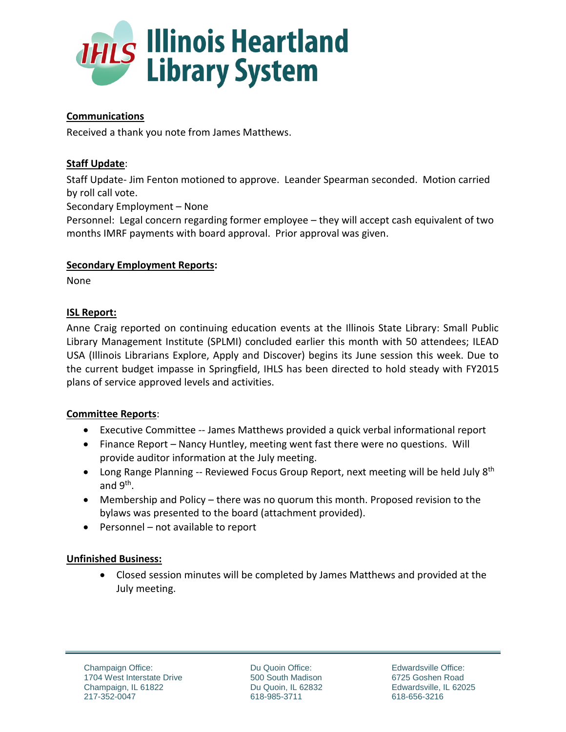**Communications**

Received a thank you note from James Matthews.

**Staff Update**:

Staff Update- Jim Fenton motioned to approve. Leander Spearman seconded. Motion carried by roll call vote.

Secondary Employment – None

Personnel: Legal concern regarding former employee – they will accept cash equivalent of two months IMRF payments with board approval. Prior approval was given.

**Secondary Employment Reports:**

None

**ISL Report:**

Anne Craig reported on continuing education events at the Illinois State Library: Small Public Library Management Institute (SPLMI) concluded earlier this month with 50 attendees; ILEAD USA (Illinois Librarians Explore, Apply and Discover) begins its June session this week. Due to the current budget impasse in Springfield, IHLS has been directed to hold steady with FY2015 plans of service approved levels and activities.

**Committee Reports**:

- Executive Committee -- James Matthews provided a quick verbal informational report
- Finance Report – Nancy Huntley, meeting went fast there were no questions. Will provide auditor information at the July meeting.
- Long Range Planning -- Reviewed Focus Group Report, next meeting will be held July 8th and 9th.
- Membership and Policy – there was no quorum this month. Proposed revision to the bylaws was presented to the board (attachment provided).
- Personnel – not available to report

**Unfinished Business:**

- Closed session minutes will be completed by James Matthews and provided at the July meeting.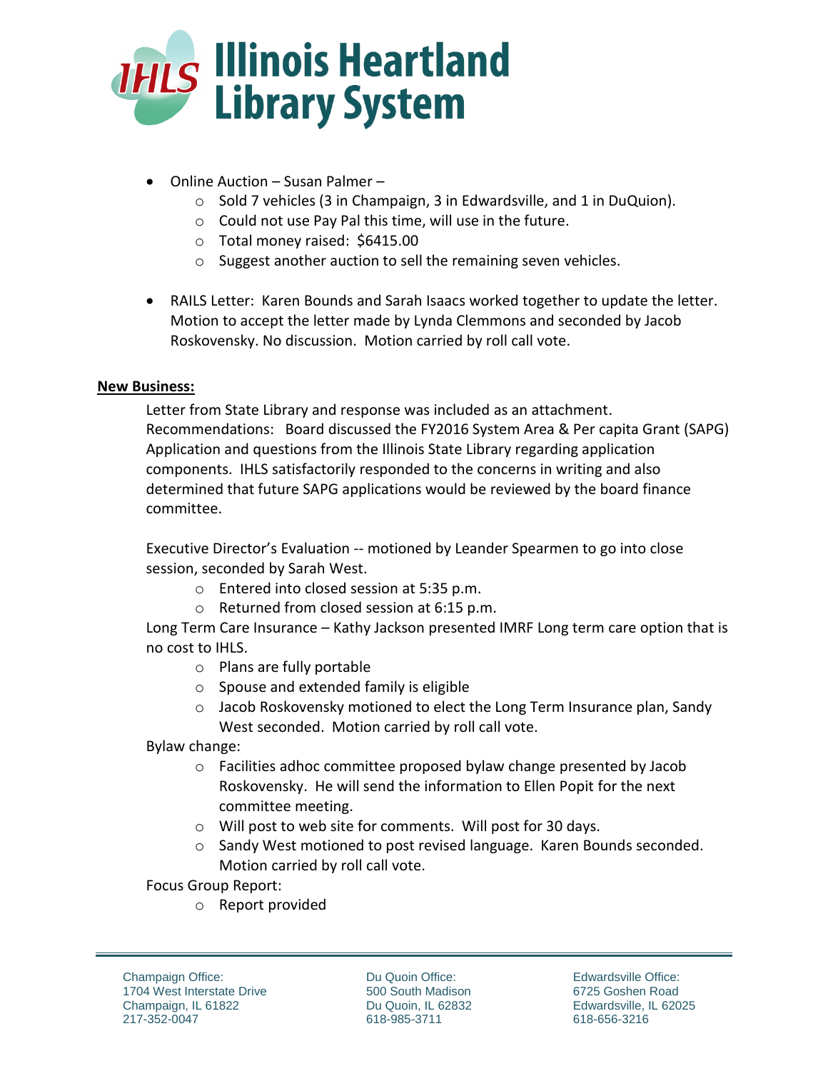- Online Auction – Susan Palmer –
  - Sold 7 vehicles (3 in Champaign, 3 in Edwardsville, and 1 in DuQuion).
  - Could not use Pay Pal this time, will use in the future.
  - Total money raised: $6415.00
  - Suggest another auction to sell the remaining seven vehicles.

- RAILS Letter: Karen Bounds and Sarah Isaacs worked together to update the letter. Motion to accept the letter made by Lynda Clemmons and seconded by Jacob Roskovensky. No discussion. Motion carried by roll call vote.

**New Business:**

Letter from State Library and response was included as an attachment.
Recommendations: Board discussed the FY2016 System Area & Per capita Grant (SAPG) Application and questions from the Illinois State Library regarding application components. IHLS satisfactorily responded to the concerns in writing and also determined that future SAPG applications would be reviewed by the board finance committee.

Executive Director's Evaluation -- motioned by Leander Spearmen to go into close session, seconded by Sarah West.

- Entered into closed session at 5:35 p.m.
- Returned from closed session at 6:15 p.m.

Long Term Care Insurance – Kathy Jackson presented IMRF Long term care option that is no cost to IHLS.

- Plans are fully portable
- Spouse and extended family is eligible
- Jacob Roskovensky motioned to elect the Long Term Insurance plan, Sandy West seconded. Motion carried by roll call vote.

Bylaw change:

- Facilities adhoc committee proposed bylaw change presented by Jacob Roskovensky. He will send the information to Ellen Popit for the next committee meeting.
- Will post to web site for comments. Will post for 30 days.
- Sandy West motioned to post revised language. Karen Bounds seconded. Motion carried by roll call vote.

Focus Group Report:

- Report provided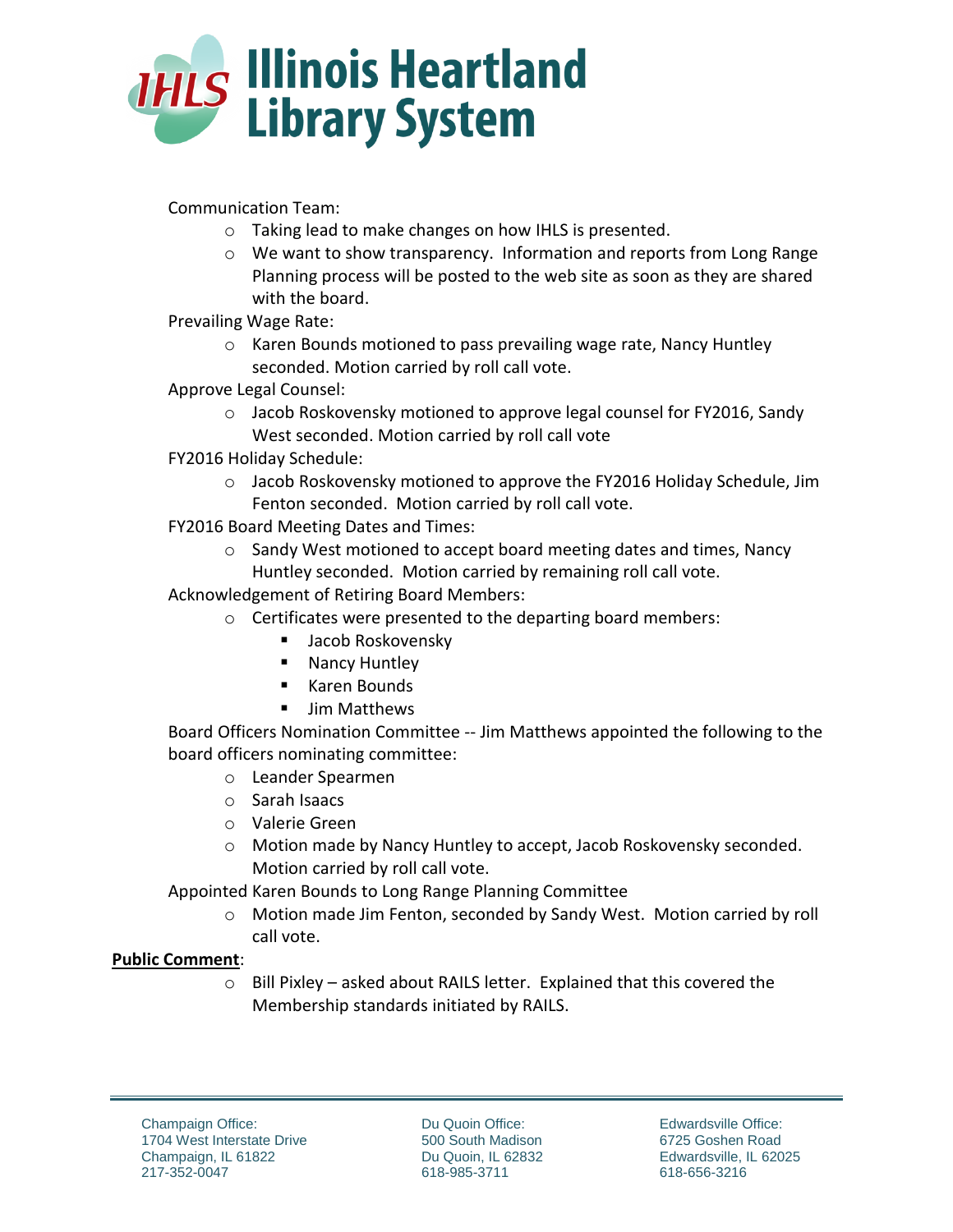Communication Team:

- Taking lead to make changes on how IHLS is presented.
- We want to show transparency. Information and reports from Long Range Planning process will be posted to the web site as soon as they are shared with the board.

Prevailing Wage Rate:

- Karen Bounds motioned to pass prevailing wage rate, Nancy Huntley seconded. Motion carried by roll call vote.

Approve Legal Counsel:

- Jacob Roskovensky motioned to approve legal counsel for FY2016, Sandy West seconded. Motion carried by roll call vote

FY2016 Holiday Schedule:

- Jacob Roskovensky motioned to approve the FY2016 Holiday Schedule, Jim Fenton seconded. Motion carried by roll call vote.

FY2016 Board Meeting Dates and Times:

- Sandy West motioned to accept board meeting dates and times, Nancy Huntley seconded. Motion carried by remaining roll call vote.

Acknowledgement of Retiring Board Members:

- Certificates were presented to the departing board members:
  - Jacob Roskovensky
  - Nancy Huntley
  - Karen Bounds
  - Jim Matthews

Board Officers Nomination Committee -- Jim Matthews appointed the following to the board officers nominating committee:

- Leander Spearmen
- Sarah Isaacs
- Valerie Green
- Motion made by Nancy Huntley to accept, Jacob Roskovensky seconded. Motion carried by roll call vote.

Appointed Karen Bounds to Long Range Planning Committee

- Motion made Jim Fenton, seconded by Sandy West. Motion carried by roll call vote.

**Public Comment**:

- Bill Pixley – asked about RAILS letter. Explained that this covered the Membership standards initiated by RAILS.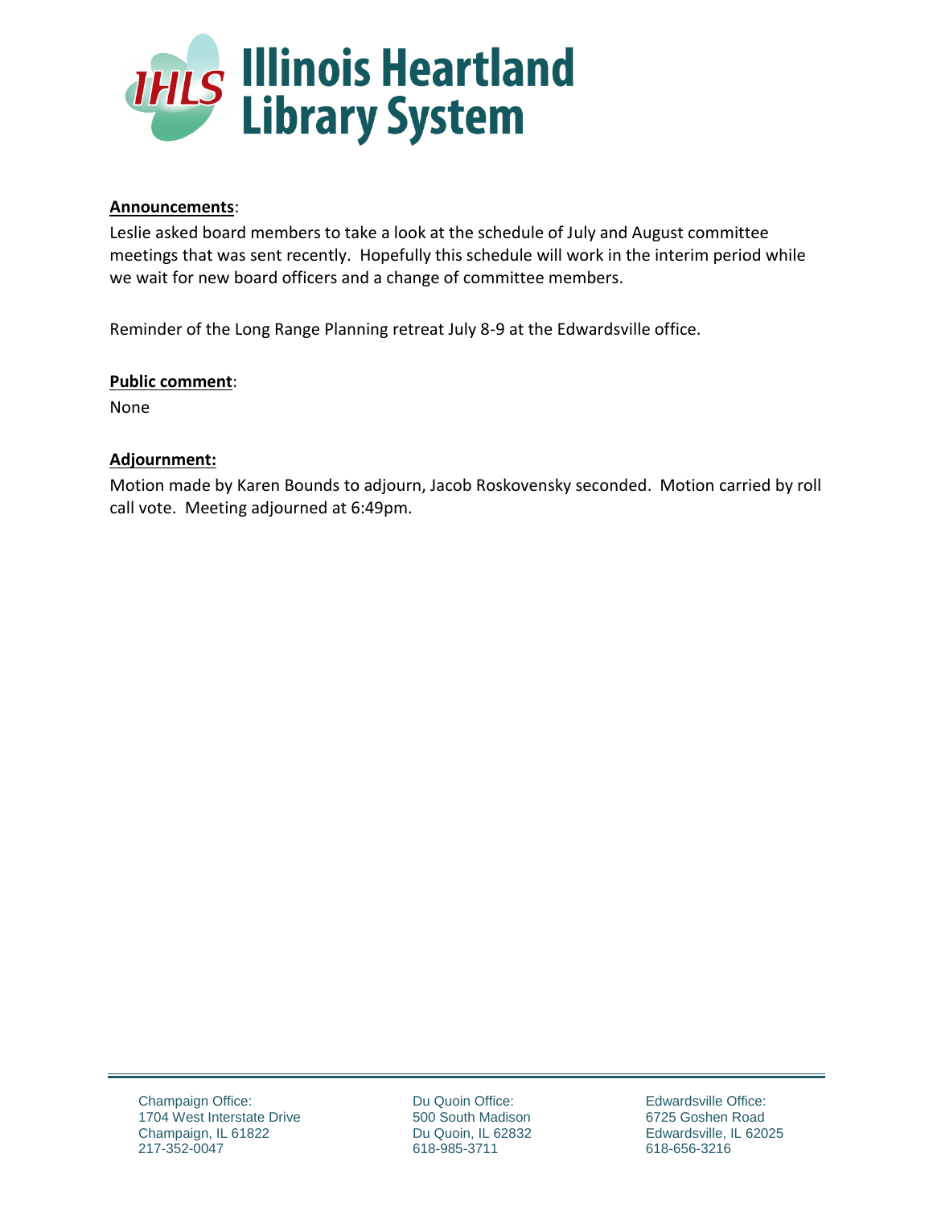**Announcements**:

Leslie asked board members to take a look at the schedule of July and August committee meetings that was sent recently. Hopefully this schedule will work in the interim period while we wait for new board officers and a change of committee members.

Reminder of the Long Range Planning retreat July 8-9 at the Edwardsville office.

**Public comment**:

None

**Adjournment:**

Motion made by Karen Bounds to adjourn, Jacob Roskovensky seconded. Motion carried by roll call vote. Meeting adjourned at 6:49pm.